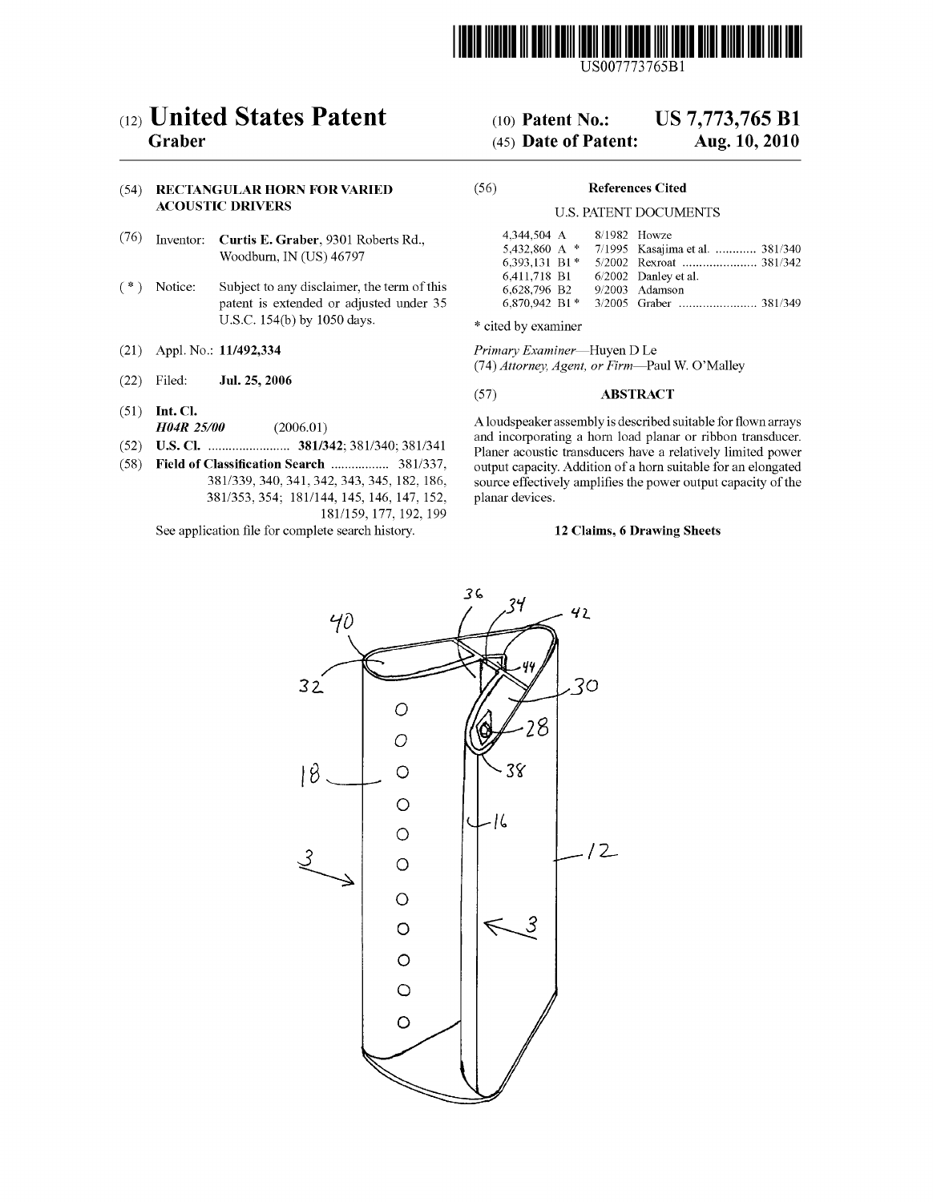US007773765B1

# (12) United States Patent
**Graber**

(10) **Patent No.: US 7,773,765 B1**

(45) **Date of Patent: Aug. 10, 2010**

(54) **RECTANGULAR HORN FOR VARIED ACOUSTIC DRIVERS**

(76) Inventor: **Curtis E. Graber**, 9301 Roberts Rd., Woodburn, IN (US) 46797

(*) Notice: Subject to any disclaimer, the term of this patent is extended or adjusted under 35 U.S.C. 154(b) by 1050 days.

(21) Appl. No.: **11/492,334**

(22) Filed: **Jul. 25, 2006**

(51) **Int. Cl.**
*H04R 25/00* (2006.01)

(52) **U.S. Cl.** ........................ **381/342**; 381/340; 381/341

(58) **Field of Classification Search** ................. 381/337, 381/339, 340, 341, 342, 343, 345, 182, 186, 381/353, 354; 181/144, 145, 146, 147, 152, 181/159, 177, 192, 199

See application file for complete search history.

(56) **References Cited**

U.S. PATENT DOCUMENTS

| | | | |
|---|---|---|---|
| 4,344,504 A | 8/1982 | Howze | |
| 5,432,860 A * | 7/1995 | Kasajima et al. | 381/340 |
| 6,393,131 B1 * | 5/2002 | Rexroat | 381/342 |
| 6,411,718 B1 | 6/2002 | Danley et al. | |
| 6,628,796 B2 | 9/2003 | Adamson | |
| 6,870,942 B1 * | 3/2005 | Graber | 381/349 |

\* cited by examiner

*Primary Examiner*—Huyen D Le

(74) *Attorney, Agent, or Firm*—Paul W. O'Malley

(57) **ABSTRACT**

A loudspeaker assembly is described suitable for flown arrays and incorporating a horn load planar or ribbon transducer. Planer acoustic transducers have a relatively limited power output capacity. Addition of a horn suitable for an elongated source effectively amplifies the power output capacity of the planar devices.

**12 Claims, 6 Drawing Sheets**

36
34
42
40
32
44
30
28
18
38
16
3
12
3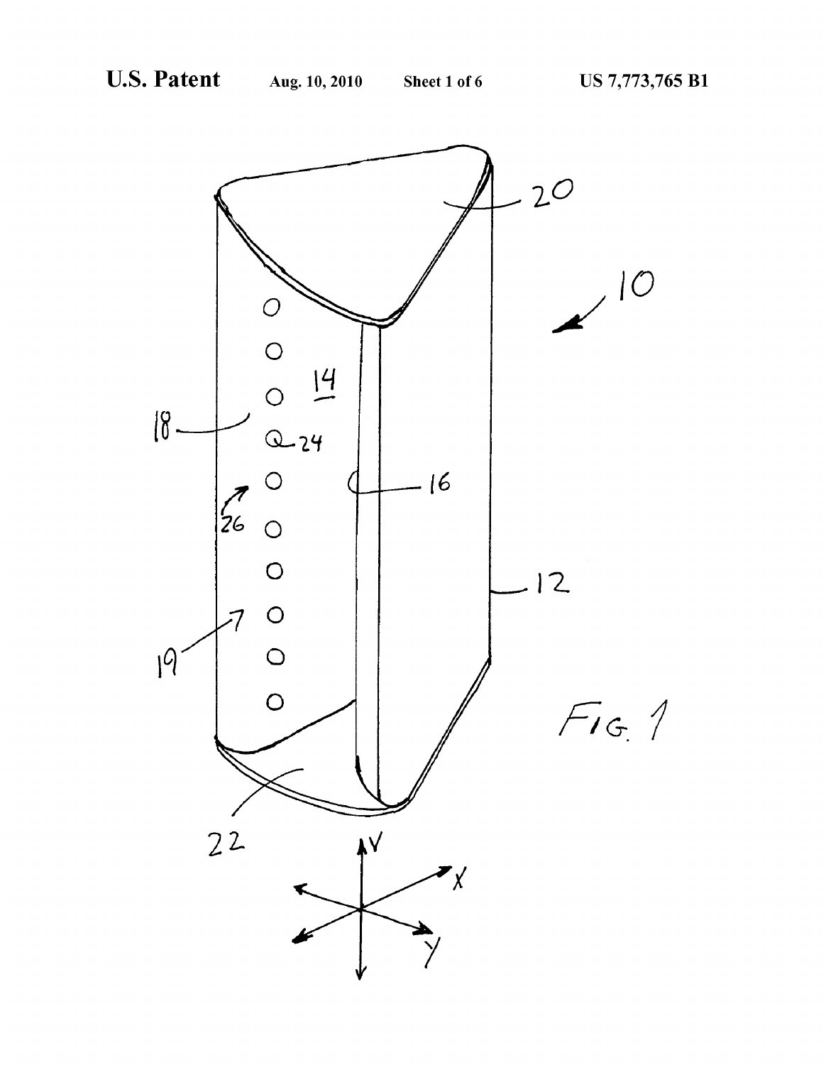20

10

14

18

24

16

26

12

19

22

Y

X

Y

FIG. 1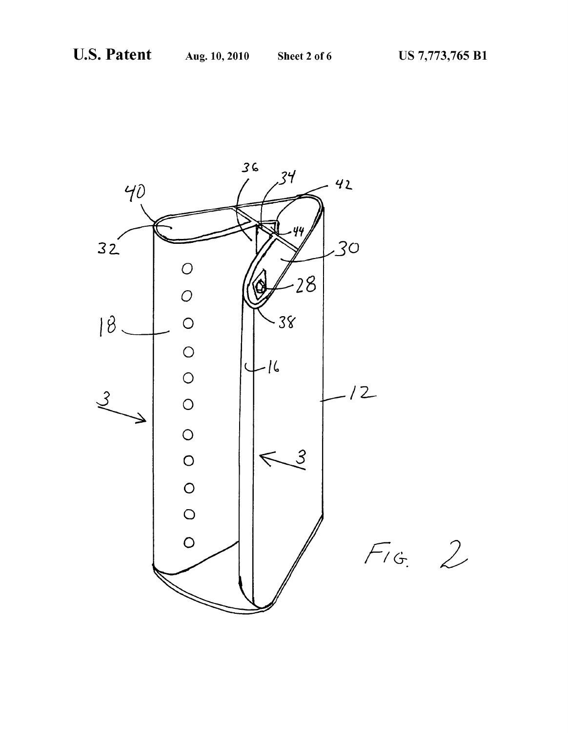FIG. 2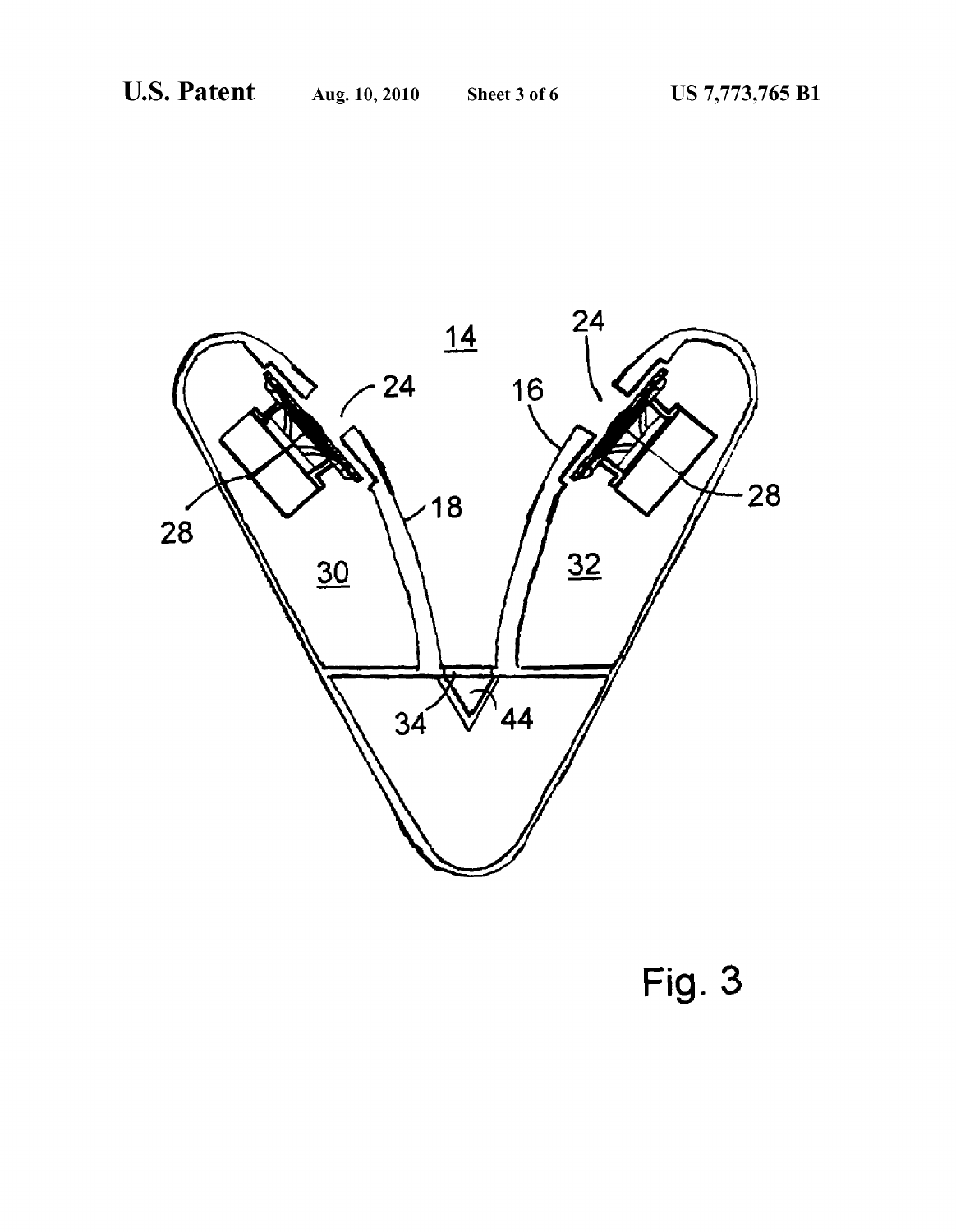14

24

24

16

18

28

28

30

32

34

44

Fig. 3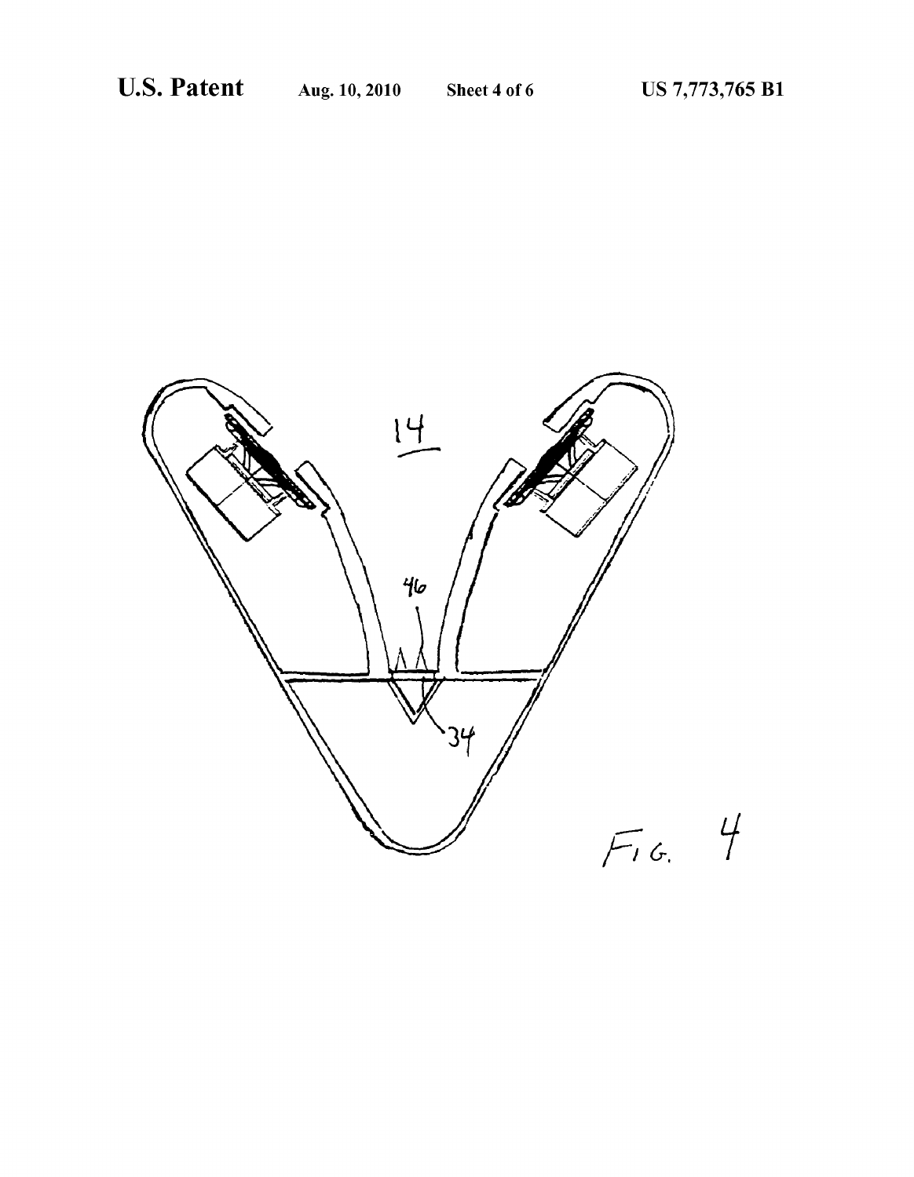14

46

34

FIG. 4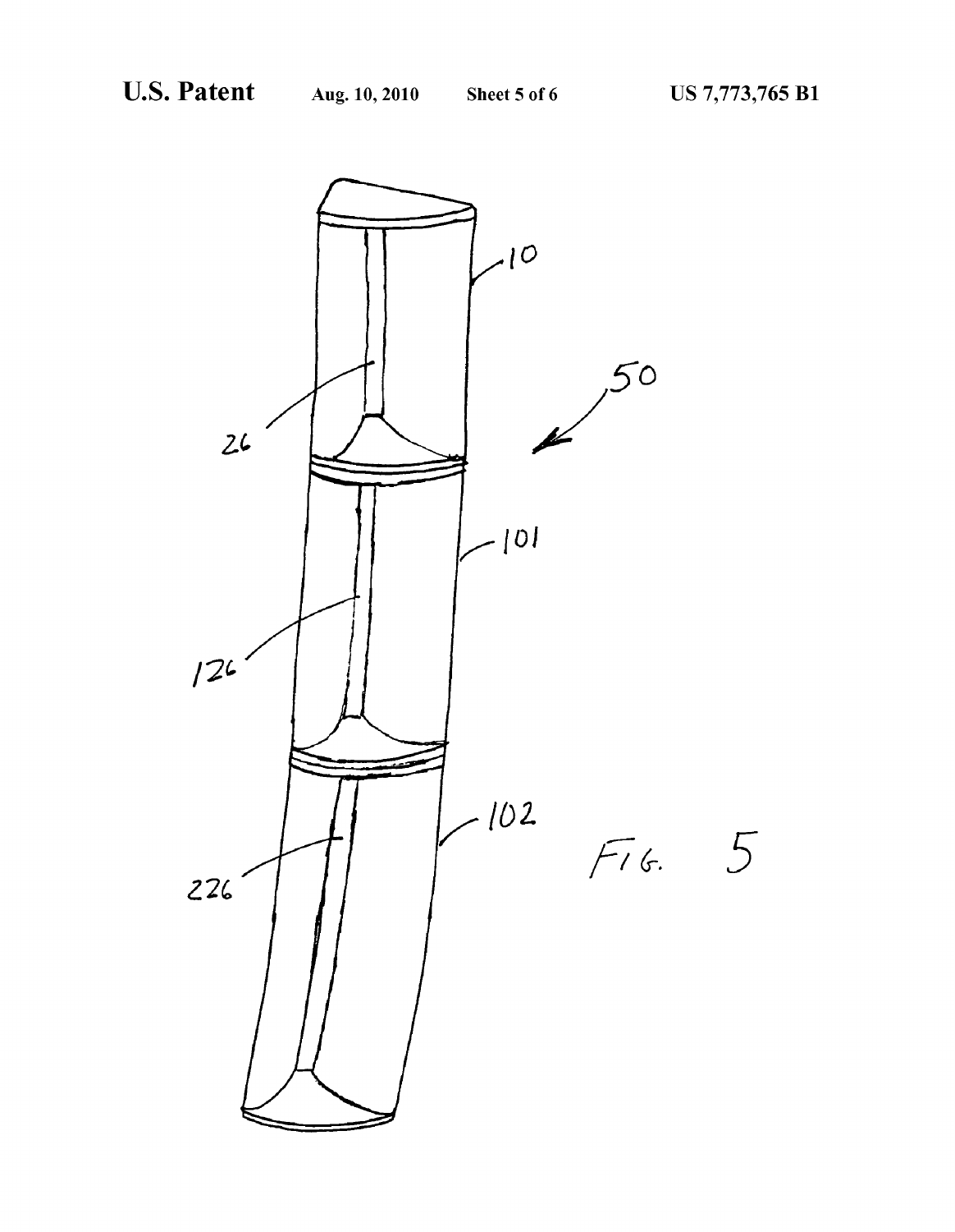10

50

26

101

126

102

226

FIG. 5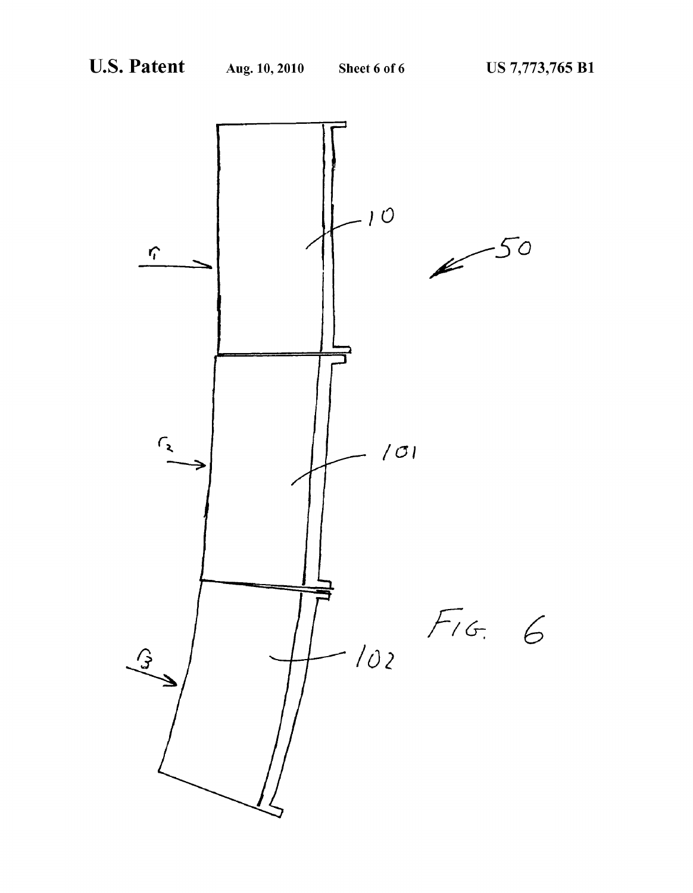10

50

$r_1$

101

$r_2$

102

$r_3$

FIG. 6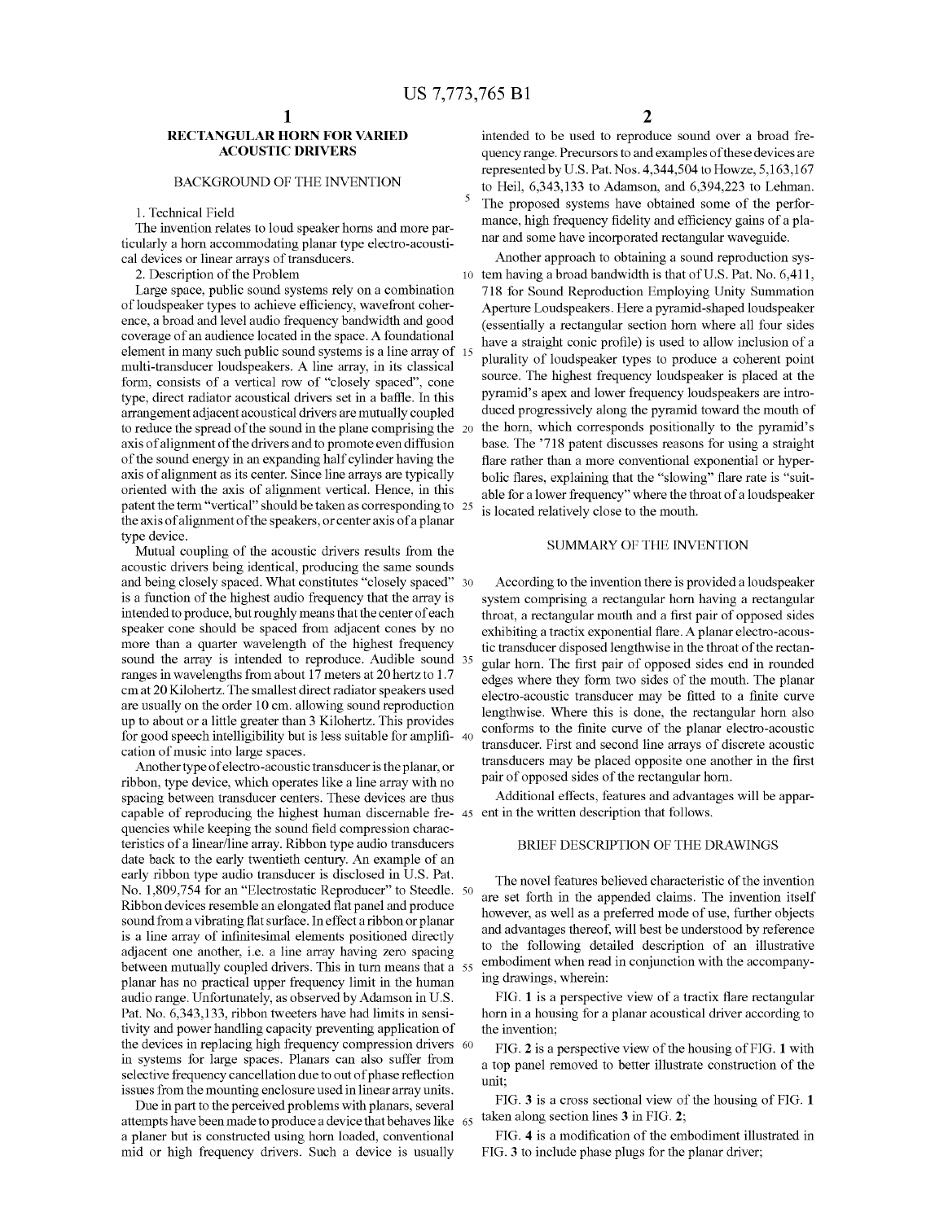# RECTANGULAR HORN FOR VARIED ACOUSTIC DRIVERS

## BACKGROUND OF THE INVENTION

1. Technical Field

The invention relates to loud speaker horns and more particularly a horn accommodating planar type electro-acoustical devices or linear arrays of transducers.

2. Description of the Problem

Large space, public sound systems rely on a combination of loudspeaker types to achieve efficiency, wavefront coherence, a broad and level audio frequency bandwidth and good coverage of an audience located in the space. A foundational element in many such public sound systems is a line array of multi-transducer loudspeakers. A line array, in its classical form, consists of a vertical row of "closely spaced", cone type, direct radiator acoustical drivers set in a baffle. In this arrangement adjacent acoustical drivers are mutually coupled to reduce the spread of the sound in the plane comprising the axis of alignment of the drivers and to promote even diffusion of the sound energy in an expanding half cylinder having the axis of alignment as its center. Since line arrays are typically oriented with the axis of alignment vertical. Hence, in this patent the term "vertical" should be taken as corresponding to the axis of alignment of the speakers, or center axis of a planar type device.

Mutual coupling of the acoustic drivers results from the acoustic drivers being identical, producing the same sounds and being closely spaced. What constitutes "closely spaced" is a function of the highest audio frequency that the array is intended to produce, but roughly means that the center of each speaker cone should be spaced from adjacent cones by no more than a quarter wavelength of the highest frequency sound the array is intended to reproduce. Audible sound ranges in wavelengths from about 17 meters at 20 hertz to 1.7 cm at 20 Kilohertz. The smallest direct radiator speakers used are usually on the order 10 cm. allowing sound reproduction up to about or a little greater than 3 Kilohertz. This provides for good speech intelligibility but is less suitable for amplification of music into large spaces.

Another type of electro-acoustic transducer is the planar, or ribbon, type device, which operates like a line array with no spacing between transducer centers. These devices are thus capable of reproducing the highest human discernable frequencies while keeping the sound field compression characteristics of a linear/line array. Ribbon type audio transducers date back to the early twentieth century. An example of an early ribbon type audio transducer is disclosed in U.S. Pat. No. 1,809,754 for an "Electrostatic Reproducer" to Steedle. Ribbon devices resemble an elongated flat panel and produce sound from a vibrating flat surface. In effect a ribbon or planar is a line array of infinitesimal elements positioned directly adjacent one another, i.e. a line array having zero spacing between mutually coupled drivers. This in turn means that a planar has no practical upper frequency limit in the human audio range. Unfortunately, as observed by Adamson in U.S. Pat. No. 6,343,133, ribbon tweeters have had limits in sensitivity and power handling capacity preventing application of the devices in replacing high frequency compression drivers in systems for large spaces. Planars can also suffer from selective frequency cancellation due to out of phase reflection issues from the mounting enclosure used in linear array units.

Due in part to the perceived problems with planars, several attempts have been made to produce a device that behaves like a planer but is constructed using horn loaded, conventional mid or high frequency drivers. Such a device is usually intended to be used to reproduce sound over a broad frequency range. Precursors to and examples of these devices are represented by U.S. Pat. Nos. 4,344,504 to Howze, 5,163,167 to Heil, 6,343,133 to Adamson, and 6,394,223 to Lehman. The proposed systems have obtained some of the performance, high frequency fidelity and efficiency gains of a planar and some have incorporated rectangular waveguide.

Another approach to obtaining a sound reproduction system having a broad bandwidth is that of U.S. Pat. No. 6,411,718 for Sound Reproduction Employing Unity Summation Aperture Loudspeakers. Here a pyramid-shaped loudspeaker (essentially a rectangular section horn where all four sides have a straight conic profile) is used to allow inclusion of a plurality of loudspeaker types to produce a coherent point source. The highest frequency loudspeaker is placed at the pyramid's apex and lower frequency loudspeakers are introduced progressively along the pyramid toward the mouth of the horn, which corresponds positionally to the pyramid's base. The '718 patent discusses reasons for using a straight flare rather than a more conventional exponential or hyperbolic flares, explaining that the "slowing" flare rate is "suitable for a lower frequency" where the throat of a loudspeaker is located relatively close to the mouth.

## SUMMARY OF THE INVENTION

According to the invention there is provided a loudspeaker system comprising a rectangular horn having a rectangular throat, a rectangular mouth and a first pair of opposed sides exhibiting a tractix exponential flare. A planar electro-acoustic transducer disposed lengthwise in the throat of the rectangular horn. The first pair of opposed sides end in rounded edges where they form two sides of the mouth. The planar electro-acoustic transducer may be fitted to a finite curve lengthwise. Where this is done, the rectangular horn also conforms to the finite curve of the planar electro-acoustic transducer. First and second line arrays of discrete acoustic transducers may be placed opposite one another in the first pair of opposed sides of the rectangular horn.

Additional effects, features and advantages will be apparent in the written description that follows.

## BRIEF DESCRIPTION OF THE DRAWINGS

The novel features believed characteristic of the invention are set forth in the appended claims. The invention itself however, as well as a preferred mode of use, further objects and advantages thereof, will best be understood by reference to the following detailed description of an illustrative embodiment when read in conjunction with the accompanying drawings, wherein:

FIG. **1** is a perspective view of a tractix flare rectangular horn in a housing for a planar acoustical driver according to the invention;

FIG. **2** is a perspective view of the housing of FIG. **1** with a top panel removed to better illustrate construction of the unit;

FIG. **3** is a cross sectional view of the housing of FIG. **1** taken along section lines **3** in FIG. **2**;

FIG. **4** is a modification of the embodiment illustrated in FIG. **3** to include phase plugs for the planar driver;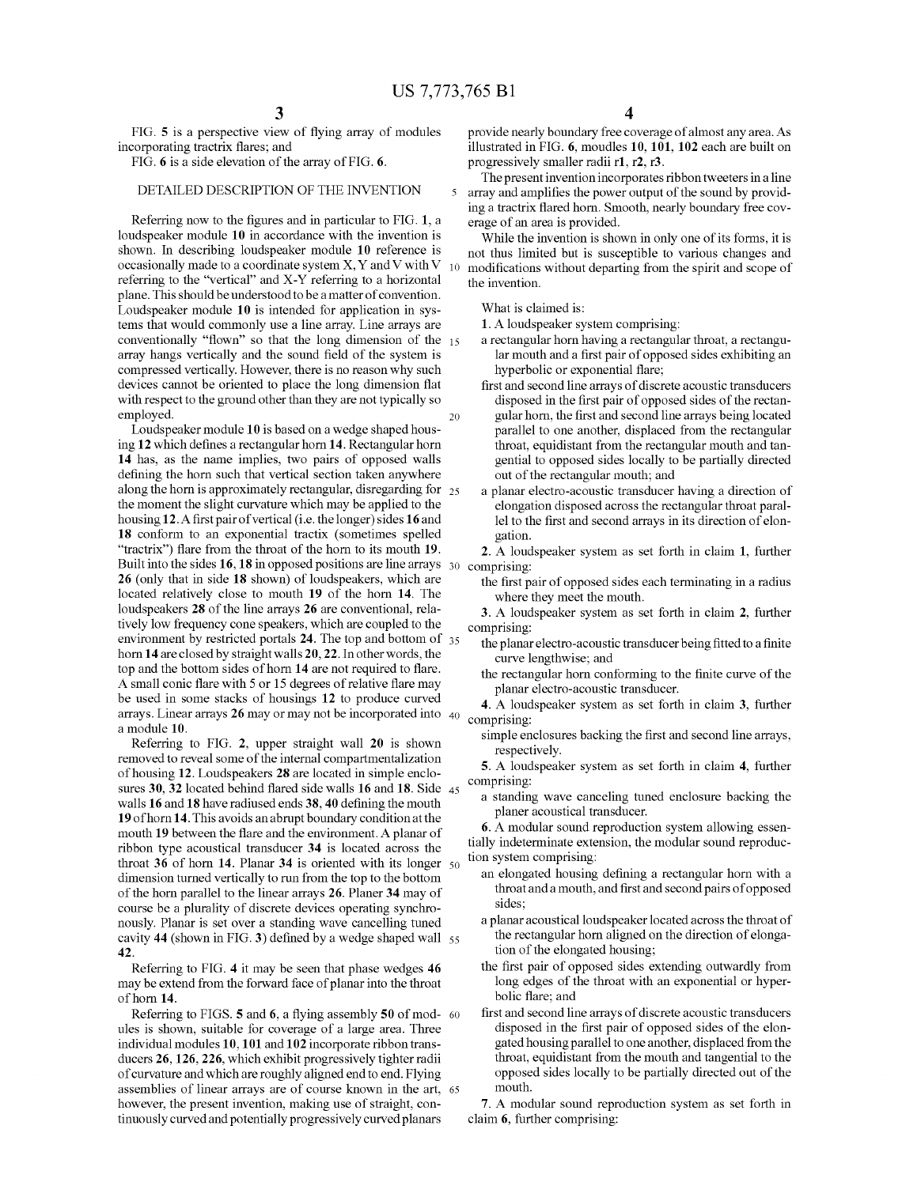FIG. **5** is a perspective view of flying array of modules incorporating tractrix flares; and

FIG. **6** is a side elevation of the array of FIG. **6**.

## DETAILED DESCRIPTION OF THE INVENTION

Referring now to the figures and in particular to FIG. **1**, a loudspeaker module **10** in accordance with the invention is shown. In describing loudspeaker module **10** reference is occasionally made to a coordinate system X, Y and V with V referring to the "vertical" and X-Y referring to a horizontal plane. This should be understood to be a matter of convention. Loudspeaker module **10** is intended for application in systems that would commonly use a line array. Line arrays are conventionally "flown" so that the long dimension of the array hangs vertically and the sound field of the system is compressed vertically. However, there is no reason why such devices cannot be oriented to place the long dimension flat with respect to the ground other than they are not typically so employed.

Loudspeaker module **10** is based on a wedge shaped housing **12** which defines a rectangular horn **14**. Rectangular horn **14** has, as the name implies, two pairs of opposed walls defining the horn such that vertical section taken anywhere along the horn is approximately rectangular, disregarding for the moment the slight curvature which may be applied to the housing **12**. A first pair of vertical (i.e. the longer) sides **16** and **18** conform to an exponential tactix (sometimes spelled "tractrix") flare from the throat of the horn to its mouth **19**. Built into the sides **16**, **18** in opposed positions are line arrays **26** (only that in side **18** shown) of loudspeakers, which are located relatively close to mouth **19** of the horn **14**. The loudspeakers **28** of the line arrays **26** are conventional, relatively low frequency cone speakers, which are coupled to the environment by restricted portals **24**. The top and bottom of horn **14** are closed by straight walls **20**, **22**. In other words, the top and the bottom sides of horn **14** are not required to flare. A small conic flare with 5 or 15 degrees of relative flare may be used in some stacks of housings **12** to produce curved arrays. Linear arrays **26** may or may not be incorporated into a module **10**.

Referring to FIG. **2**, upper straight wall **20** is shown removed to reveal some of the internal compartmentalization of housing **12**. Loudspeakers **28** are located in simple enclosures **30**, **32** located behind flared side walls **16** and **18**. Side walls **16** and **18** have radiused ends **38**, **40** defining the mouth **19** of horn **14**. This avoids an abrupt boundary condition at the mouth **19** between the flare and the environment. A planar of ribbon type acoustical transducer **34** is located across the throat **36** of horn **14**. Planar **34** is oriented with its longer dimension turned vertically to run from the top to the bottom of the horn parallel to the linear arrays **26**. Planer **34** may of course be a plurality of discrete devices operating synchronously. Planar is set over a standing wave cancelling tuned cavity **44** (shown in FIG. **3**) defined by a wedge shaped wall **42**.

Referring to FIG. **4** it may be seen that phase wedges **46** may be extend from the forward face of planar into the throat of horn **14**.

Referring to FIGS. **5** and **6**, a flying assembly **50** of modules is shown, suitable for coverage of a large area. Three individual modules **10**, **101** and **102** incorporate ribbon transducers **26**, **126**, **226**, which exhibit progressively tighter radii of curvature and which are roughly aligned end to end. Flying assemblies of linear arrays are of course known in the art, however, the present invention, making use of straight, continuously curved and potentially progressively curved planars provide nearly boundary free coverage of almost any area. As illustrated in FIG. **6**, moudles **10**, **101**, **102** each are built on progressively smaller radii **r1**, **r2**, **r3**.

The present invention incorporates ribbon tweeters in a line array and amplifies the power output of the sound by providing a tractrix flared horn. Smooth, nearly boundary free coverage of an area is provided.

While the invention is shown in only one of its forms, it is not thus limited but is susceptible to various changes and modifications without departing from the spirit and scope of the invention.

What is claimed is:

**1**. A loudspeaker system comprising:

a rectangular horn having a rectangular throat, a rectangular mouth and a first pair of opposed sides exhibiting an hyperbolic or exponential flare;

first and second line arrays of discrete acoustic transducers disposed in the first pair of opposed sides of the rectangular horn, the first and second line arrays being located parallel to one another, displaced from the rectangular throat, equidistant from the rectangular mouth and tangential to opposed sides locally to be partially directed out of the rectangular mouth; and

a planar electro-acoustic transducer having a direction of elongation disposed across the rectangular throat parallel to the first and second arrays in its direction of elongation.

**2**. A loudspeaker system as set forth in claim **1**, further comprising:

the first pair of opposed sides each terminating in a radius where they meet the mouth.

**3**. A loudspeaker system as set forth in claim **2**, further comprising:

the planar electro-acoustic transducer being fitted to a finite curve lengthwise; and

the rectangular horn conforming to the finite curve of the planar electro-acoustic transducer.

**4**. A loudspeaker system as set forth in claim **3**, further comprising:

simple enclosures backing the first and second line arrays, respectively.

**5**. A loudspeaker system as set forth in claim **4**, further comprising:

a standing wave canceling tuned enclosure backing the planer acoustical transducer.

**6**. A modular sound reproduction system allowing essentially indeterminate extension, the modular sound reproduction system comprising:

an elongated housing defining a rectangular horn with a throat and a mouth, and first and second pairs of opposed sides;

a planar acoustical loudspeaker located across the throat of the rectangular horn aligned on the direction of elongation of the elongated housing;

the first pair of opposed sides extending outwardly from long edges of the throat with an exponential or hyperbolic flare; and

first and second line arrays of discrete acoustic transducers disposed in the first pair of opposed sides of the elongated housing parallel to one another, displaced from the throat, equidistant from the mouth and tangential to the opposed sides locally to be partially directed out of the mouth.

**7**. A modular sound reproduction system as set forth in claim **6**, further comprising: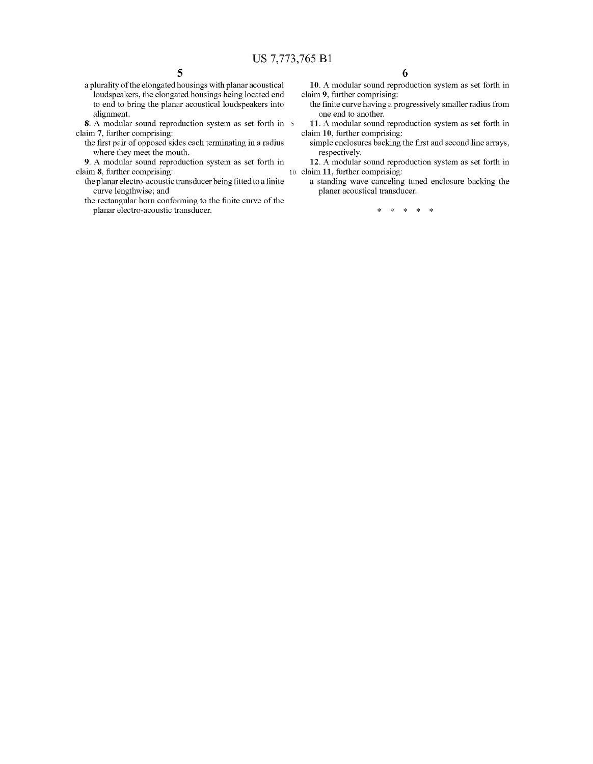a plurality of the elongated housings with planar acoustical loudspeakers, the elongated housings being located end to end to bring the planar acoustical loudspeakers into alignment.

**8**. A modular sound reproduction system as set forth in claim **7**, further comprising:

the first pair of opposed sides each terminating in a radius where they meet the mouth.

**9**. A modular sound reproduction system as set forth in claim **8**, further comprising:

the planar electro-acoustic transducer being fitted to a finite curve lengthwise; and

the rectangular horn conforming to the finite curve of the planar electro-acoustic transducer.

**10**. A modular sound reproduction system as set forth in claim **9**, further comprising:

the finite curve having a progressively smaller radius from one end to another.

**11**. A modular sound reproduction system as set forth in claim **10**, further comprising:

simple enclosures backing the first and second line arrays, respectively.

**12**. A modular sound reproduction system as set forth in claim **11**, further comprising:

a standing wave canceling tuned enclosure backing the planer acoustical transducer.

* * * * *